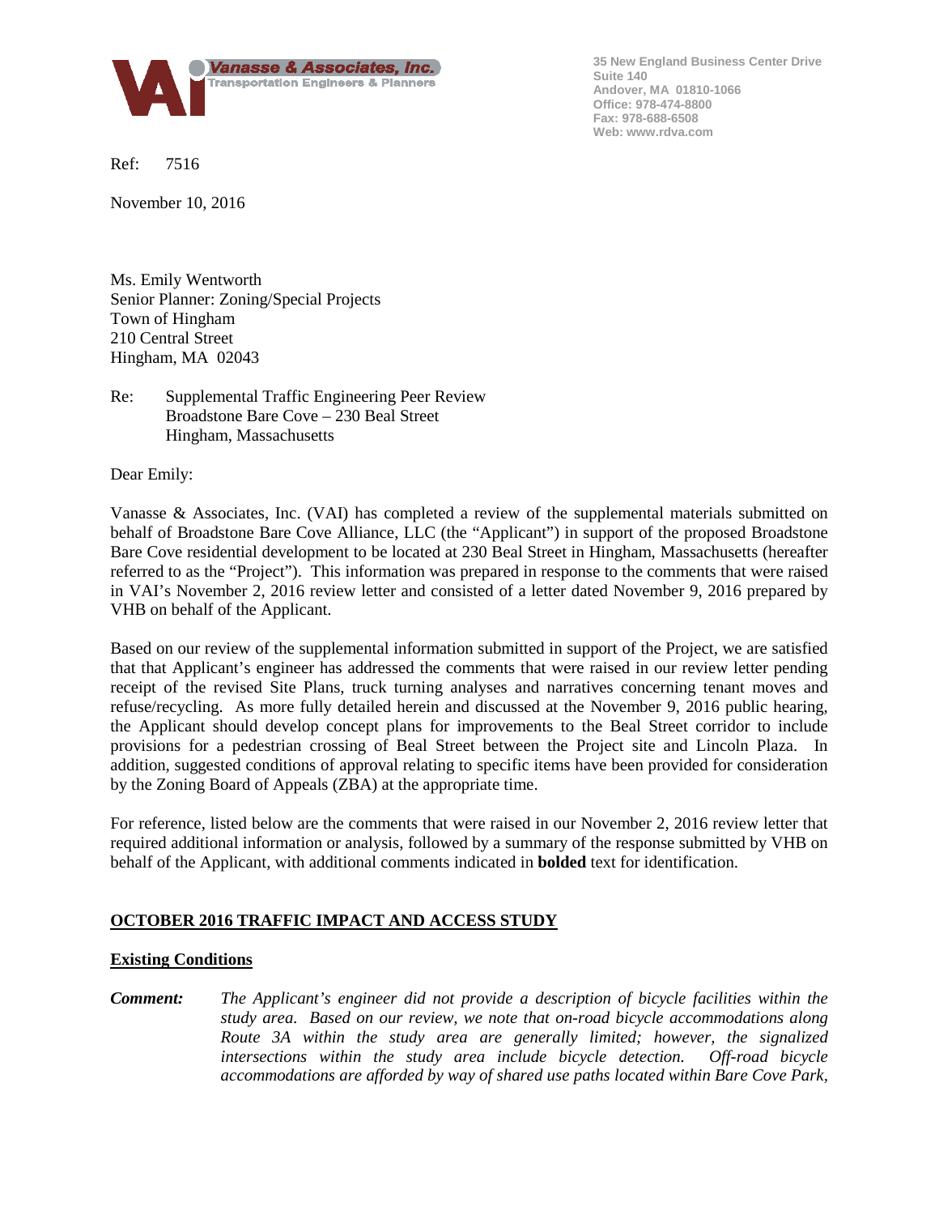**Vanasse & Associates, Inc.**
Transportation Engineers & Planners

35 New England Business Center Drive
Suite 140
Andover, MA 01810-1066
Office: 978-474-8800
Fax: 978-688-6508
Web: www.rdva.com

Ref: 7516

November 10, 2016

Ms. Emily Wentworth
Senior Planner: Zoning/Special Projects
Town of Hingham
210 Central Street
Hingham, MA 02043

Re: Supplemental Traffic Engineering Peer Review
Broadstone Bare Cove – 230 Beal Street
Hingham, Massachusetts

Dear Emily:

Vanasse & Associates, Inc. (VAI) has completed a review of the supplemental materials submitted on behalf of Broadstone Bare Cove Alliance, LLC (the "Applicant") in support of the proposed Broadstone Bare Cove residential development to be located at 230 Beal Street in Hingham, Massachusetts (hereafter referred to as the "Project"). This information was prepared in response to the comments that were raised in VAI's November 2, 2016 review letter and consisted of a letter dated November 9, 2016 prepared by VHB on behalf of the Applicant.

Based on our review of the supplemental information submitted in support of the Project, we are satisfied that that Applicant's engineer has addressed the comments that were raised in our review letter pending receipt of the revised Site Plans, truck turning analyses and narratives concerning tenant moves and refuse/recycling. As more fully detailed herein and discussed at the November 9, 2016 public hearing, the Applicant should develop concept plans for improvements to the Beal Street corridor to include provisions for a pedestrian crossing of Beal Street between the Project site and Lincoln Plaza. In addition, suggested conditions of approval relating to specific items have been provided for consideration by the Zoning Board of Appeals (ZBA) at the appropriate time.

For reference, listed below are the comments that were raised in our November 2, 2016 review letter that required additional information or analysis, followed by a summary of the response submitted by VHB on behalf of the Applicant, with additional comments indicated in **bolded** text for identification.

## OCTOBER 2016 TRAFFIC IMPACT AND ACCESS STUDY

### Existing Conditions

***Comment:*** *The Applicant's engineer did not provide a description of bicycle facilities within the study area. Based on our review, we note that on-road bicycle accommodations along Route 3A within the study area are generally limited; however, the signalized intersections within the study area include bicycle detection. Off-road bicycle accommodations are afforded by way of shared use paths located within Bare Cove Park,*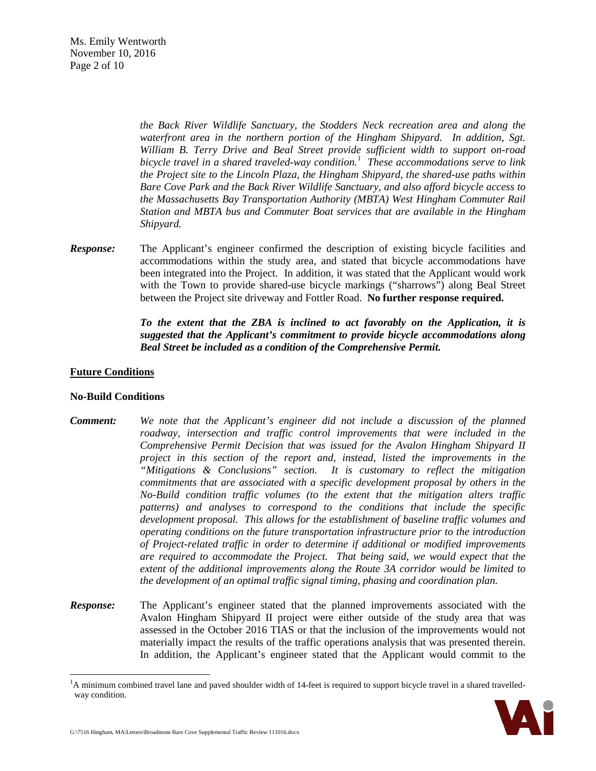*the Back River Wildlife Sanctuary, the Stodders Neck recreation area and along the waterfront area in the northern portion of the Hingham Shipyard. In addition, Sgt. William B. Terry Drive and Beal Street provide sufficient width to support on-road bicycle travel in a shared traveled-way condition.*[1] *These accommodations serve to link the Project site to the Lincoln Plaza, the Hingham Shipyard, the shared-use paths within Bare Cove Park and the Back River Wildlife Sanctuary, and also afford bicycle access to the Massachusetts Bay Transportation Authority (MBTA) West Hingham Commuter Rail Station and MBTA bus and Commuter Boat services that are available in the Hingham Shipyard.*

***Response:*** The Applicant's engineer confirmed the description of existing bicycle facilities and accommodations within the study area, and stated that bicycle accommodations have been integrated into the Project. In addition, it was stated that the Applicant would work with the Town to provide shared-use bicycle markings ("sharrows") along Beal Street between the Project site driveway and Fottler Road. **No further response required.**

***To the extent that the ZBA is inclined to act favorably on the Application, it is suggested that the Applicant's commitment to provide bicycle accommodations along Beal Street be included as a condition of the Comprehensive Permit.***

## Future Conditions

### No-Build Conditions

***Comment:*** *We note that the Applicant's engineer did not include a discussion of the planned roadway, intersection and traffic control improvements that were included in the Comprehensive Permit Decision that was issued for the Avalon Hingham Shipyard II project in this section of the report and, instead, listed the improvements in the "Mitigations & Conclusions" section. It is customary to reflect the mitigation commitments that are associated with a specific development proposal by others in the No-Build condition traffic volumes (to the extent that the mitigation alters traffic patterns) and analyses to correspond to the conditions that include the specific development proposal. This allows for the establishment of baseline traffic volumes and operating conditions on the future transportation infrastructure prior to the introduction of Project-related traffic in order to determine if additional or modified improvements are required to accommodate the Project. That being said, we would expect that the extent of the additional improvements along the Route 3A corridor would be limited to the development of an optimal traffic signal timing, phasing and coordination plan.*

***Response:*** The Applicant's engineer stated that the planned improvements associated with the Avalon Hingham Shipyard II project were either outside of the study area that was assessed in the October 2016 TIAS or that the inclusion of the improvements would not materially impact the results of the traffic operations analysis that was presented therein. In addition, the Applicant's engineer stated that the Applicant would commit to the

---

[1] A minimum combined travel lane and paved shoulder width of 14-feet is required to support bicycle travel in a shared travelled-way condition.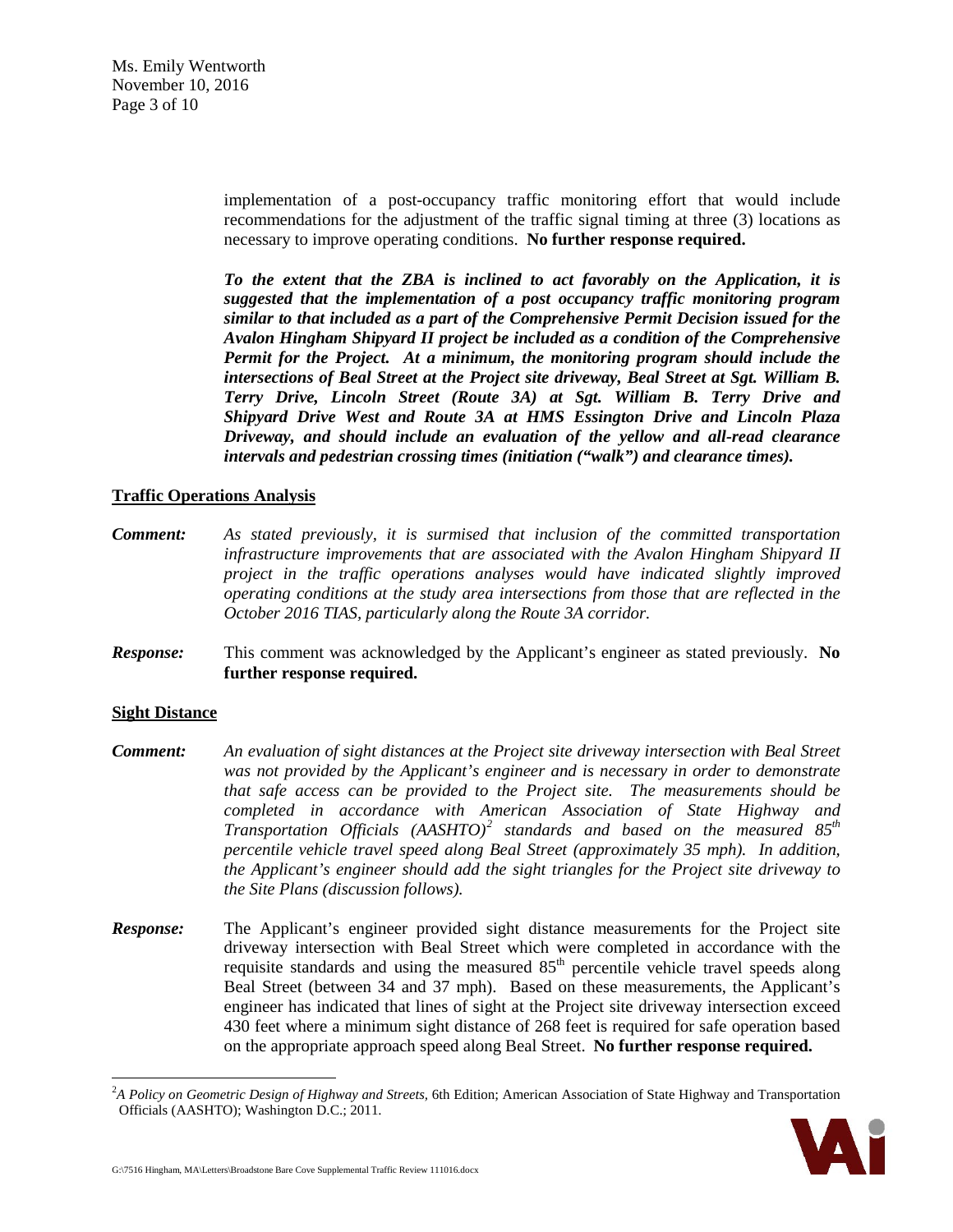implementation of a post-occupancy traffic monitoring effort that would include recommendations for the adjustment of the traffic signal timing at three (3) locations as necessary to improve operating conditions. **No further response required.**

***To the extent that the ZBA is inclined to act favorably on the Application, it is suggested that the implementation of a post occupancy traffic monitoring program similar to that included as a part of the Comprehensive Permit Decision issued for the Avalon Hingham Shipyard II project be included as a condition of the Comprehensive Permit for the Project. At a minimum, the monitoring program should include the intersections of Beal Street at the Project site driveway, Beal Street at Sgt. William B. Terry Drive, Lincoln Street (Route 3A) at Sgt. William B. Terry Drive and Shipyard Drive West and Route 3A at HMS Essington Drive and Lincoln Plaza Driveway, and should include an evaluation of the yellow and all-read clearance intervals and pedestrian crossing times (initiation ("walk") and clearance times).***

**Traffic Operations Analysis**

***Comment:*** *As stated previously, it is surmised that inclusion of the committed transportation infrastructure improvements that are associated with the Avalon Hingham Shipyard II project in the traffic operations analyses would have indicated slightly improved operating conditions at the study area intersections from those that are reflected in the October 2016 TIAS, particularly along the Route 3A corridor.*

***Response:*** This comment was acknowledged by the Applicant's engineer as stated previously. **No further response required.**

**Sight Distance**

***Comment:*** *An evaluation of sight distances at the Project site driveway intersection with Beal Street was not provided by the Applicant's engineer and is necessary in order to demonstrate that safe access can be provided to the Project site. The measurements should be completed in accordance with American Association of State Highway and Transportation Officials (AASHTO)[2] standards and based on the measured 85th percentile vehicle travel speed along Beal Street (approximately 35 mph). In addition, the Applicant's engineer should add the sight triangles for the Project site driveway to the Site Plans (discussion follows).*

***Response:*** The Applicant's engineer provided sight distance measurements for the Project site driveway intersection with Beal Street which were completed in accordance with the requisite standards and using the measured 85th percentile vehicle travel speeds along Beal Street (between 34 and 37 mph). Based on these measurements, the Applicant's engineer has indicated that lines of sight at the Project site driveway intersection exceed 430 feet where a minimum sight distance of 268 feet is required for safe operation based on the appropriate approach speed along Beal Street. **No further response required.**

---

[2] *A Policy on Geometric Design of Highway and Streets*, 6th Edition; American Association of State Highway and Transportation Officials (AASHTO); Washington D.C.; 2011.

G:\7516 Hingham, MA\Letters\Broadstone Bare Cove Supplemental Traffic Review 111016.docx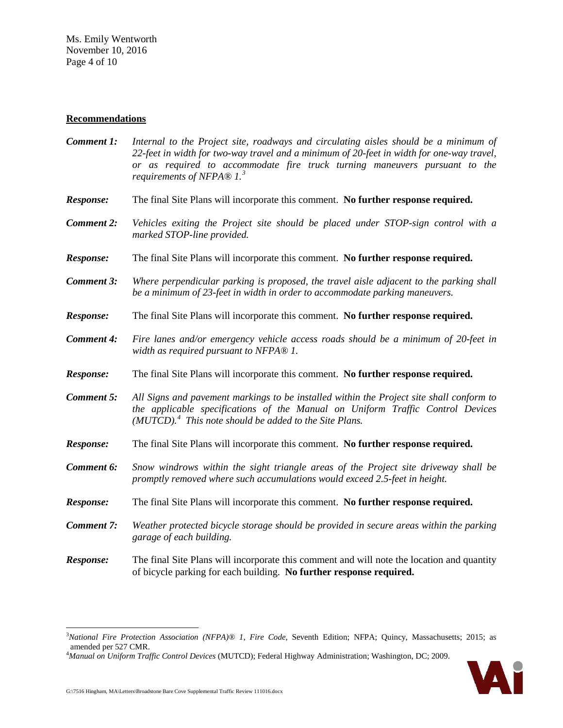## Recommendations

***Comment 1:*** *Internal to the Project site, roadways and circulating aisles should be a minimum of 22-feet in width for two-way travel and a minimum of 20-feet in width for one-way travel, or as required to accommodate fire truck turning maneuvers pursuant to the requirements of NFPA® 1.*[3]

***Response:*** The final Site Plans will incorporate this comment. **No further response required.**

***Comment 2:*** *Vehicles exiting the Project site should be placed under STOP-sign control with a marked STOP-line provided.*

***Response:*** The final Site Plans will incorporate this comment. **No further response required.**

***Comment 3:*** *Where perpendicular parking is proposed, the travel aisle adjacent to the parking shall be a minimum of 23-feet in width in order to accommodate parking maneuvers.*

***Response:*** The final Site Plans will incorporate this comment. **No further response required.**

***Comment 4:*** *Fire lanes and/or emergency vehicle access roads should be a minimum of 20-feet in width as required pursuant to NFPA® 1.*

***Response:*** The final Site Plans will incorporate this comment. **No further response required.**

***Comment 5:*** *All Signs and pavement markings to be installed within the Project site shall conform to the applicable specifications of the Manual on Uniform Traffic Control Devices (MUTCD).*[4] *This note should be added to the Site Plans.*

***Response:*** The final Site Plans will incorporate this comment. **No further response required.**

***Comment 6:*** *Snow windrows within the sight triangle areas of the Project site driveway shall be promptly removed where such accumulations would exceed 2.5-feet in height.*

***Response:*** The final Site Plans will incorporate this comment. **No further response required.**

***Comment 7:*** *Weather protected bicycle storage should be provided in secure areas within the parking garage of each building.*

***Response:*** The final Site Plans will incorporate this comment and will note the location and quantity of bicycle parking for each building. **No further response required.**

---

[3] *National Fire Protection Association (NFPA)® 1, Fire Code*, Seventh Edition; NFPA; Quincy, Massachusetts; 2015; as amended per 527 CMR.

[4] *Manual on Uniform Traffic Control Devices* (MUTCD); Federal Highway Administration; Washington, DC; 2009.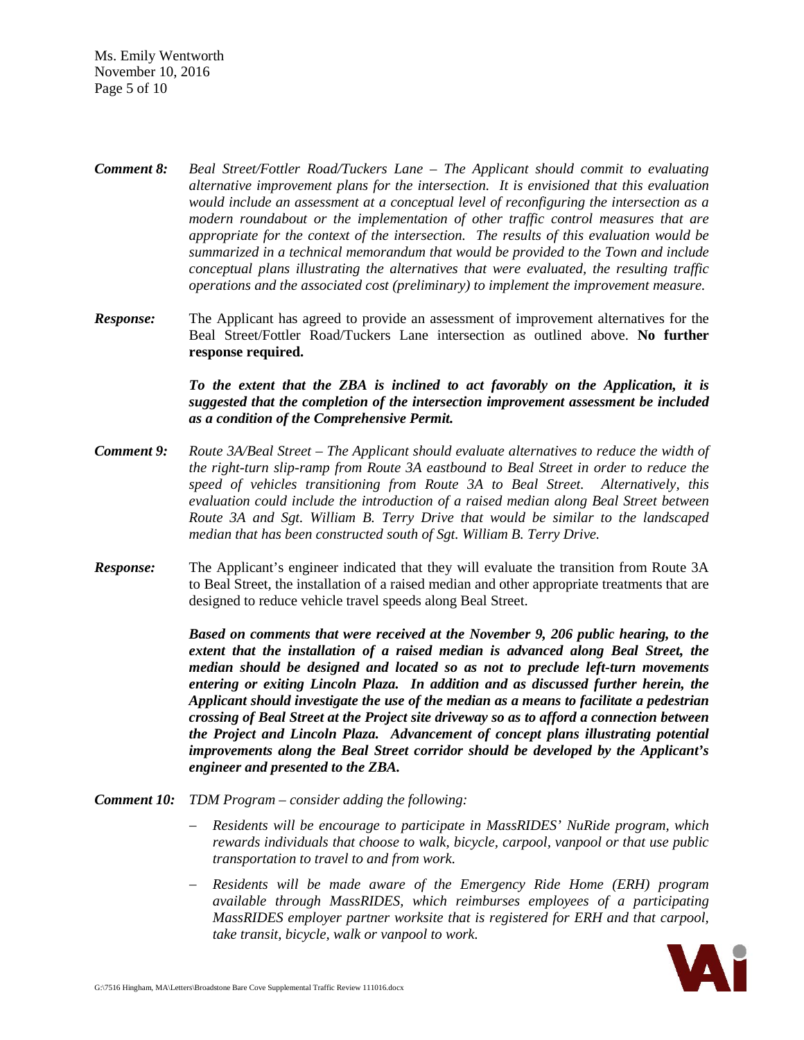***Comment 8:*** *Beal Street/Fottler Road/Tuckers Lane – The Applicant should commit to evaluating alternative improvement plans for the intersection. It is envisioned that this evaluation would include an assessment at a conceptual level of reconfiguring the intersection as a modern roundabout or the implementation of other traffic control measures that are appropriate for the context of the intersection. The results of this evaluation would be summarized in a technical memorandum that would be provided to the Town and include conceptual plans illustrating the alternatives that were evaluated, the resulting traffic operations and the associated cost (preliminary) to implement the improvement measure.*

***Response:*** The Applicant has agreed to provide an assessment of improvement alternatives for the Beal Street/Fottler Road/Tuckers Lane intersection as outlined above. **No further response required.**

***To the extent that the ZBA is inclined to act favorably on the Application, it is suggested that the completion of the intersection improvement assessment be included as a condition of the Comprehensive Permit.***

***Comment 9:*** *Route 3A/Beal Street – The Applicant should evaluate alternatives to reduce the width of the right-turn slip-ramp from Route 3A eastbound to Beal Street in order to reduce the speed of vehicles transitioning from Route 3A to Beal Street. Alternatively, this evaluation could include the introduction of a raised median along Beal Street between Route 3A and Sgt. William B. Terry Drive that would be similar to the landscaped median that has been constructed south of Sgt. William B. Terry Drive.*

***Response:*** The Applicant's engineer indicated that they will evaluate the transition from Route 3A to Beal Street, the installation of a raised median and other appropriate treatments that are designed to reduce vehicle travel speeds along Beal Street.

***Based on comments that were received at the November 9, 206 public hearing, to the extent that the installation of a raised median is advanced along Beal Street, the median should be designed and located so as not to preclude left-turn movements entering or exiting Lincoln Plaza. In addition and as discussed further herein, the Applicant should investigate the use of the median as a means to facilitate a pedestrian crossing of Beal Street at the Project site driveway so as to afford a connection between the Project and Lincoln Plaza. Advancement of concept plans illustrating potential improvements along the Beal Street corridor should be developed by the Applicant's engineer and presented to the ZBA.***

***Comment 10:*** *TDM Program – consider adding the following:*

- *Residents will be encourage to participate in MassRIDES' NuRide program, which rewards individuals that choose to walk, bicycle, carpool, vanpool or that use public transportation to travel to and from work.*
- *Residents will be made aware of the Emergency Ride Home (ERH) program available through MassRIDES, which reimburses employees of a participating MassRIDES employer partner worksite that is registered for ERH and that carpool, take transit, bicycle, walk or vanpool to work.*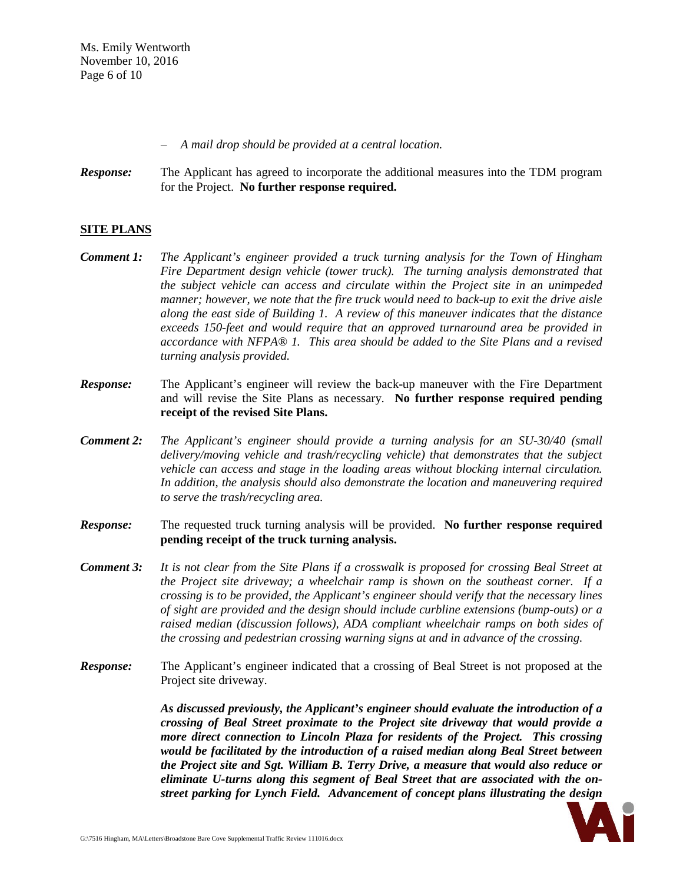– *A mail drop should be provided at a central location.*

***Response:*** The Applicant has agreed to incorporate the additional measures into the TDM program for the Project. **No further response required.**

## SITE PLANS

***Comment 1:*** *The Applicant's engineer provided a truck turning analysis for the Town of Hingham Fire Department design vehicle (tower truck). The turning analysis demonstrated that the subject vehicle can access and circulate within the Project site in an unimpeded manner; however, we note that the fire truck would need to back-up to exit the drive aisle along the east side of Building 1. A review of this maneuver indicates that the distance exceeds 150-feet and would require that an approved turnaround area be provided in accordance with NFPA® 1. This area should be added to the Site Plans and a revised turning analysis provided.*

***Response:*** The Applicant's engineer will review the back-up maneuver with the Fire Department and will revise the Site Plans as necessary. **No further response required pending receipt of the revised Site Plans.**

***Comment 2:*** *The Applicant's engineer should provide a turning analysis for an SU-30/40 (small delivery/moving vehicle and trash/recycling vehicle) that demonstrates that the subject vehicle can access and stage in the loading areas without blocking internal circulation. In addition, the analysis should also demonstrate the location and maneuvering required to serve the trash/recycling area.*

***Response:*** The requested truck turning analysis will be provided. **No further response required pending receipt of the truck turning analysis.**

***Comment 3:*** *It is not clear from the Site Plans if a crosswalk is proposed for crossing Beal Street at the Project site driveway; a wheelchair ramp is shown on the southeast corner. If a crossing is to be provided, the Applicant's engineer should verify that the necessary lines of sight are provided and the design should include curbline extensions (bump-outs) or a raised median (discussion follows), ADA compliant wheelchair ramps on both sides of the crossing and pedestrian crossing warning signs at and in advance of the crossing.*

***Response:*** The Applicant's engineer indicated that a crossing of Beal Street is not proposed at the Project site driveway.

***As discussed previously, the Applicant's engineer should evaluate the introduction of a crossing of Beal Street proximate to the Project site driveway that would provide a more direct connection to Lincoln Plaza for residents of the Project. This crossing would be facilitated by the introduction of a raised median along Beal Street between the Project site and Sgt. William B. Terry Drive, a measure that would also reduce or eliminate U-turns along this segment of Beal Street that are associated with the on-street parking for Lynch Field. Advancement of concept plans illustrating the design***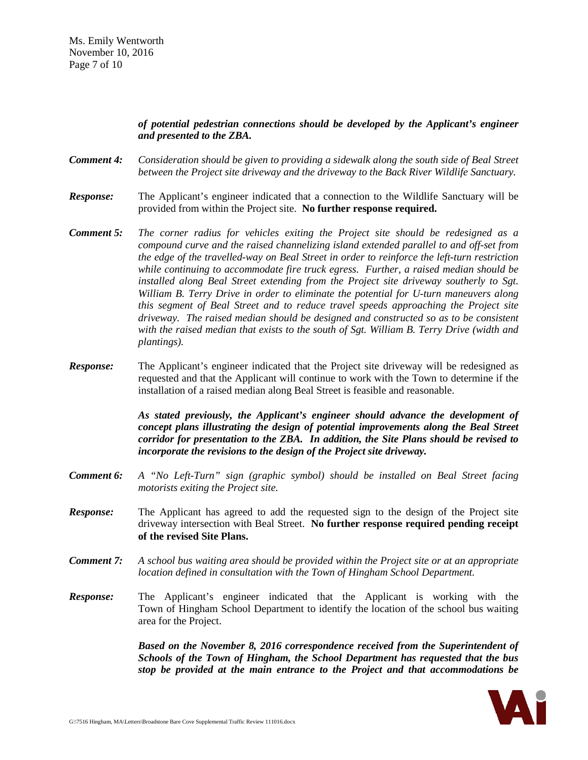***of potential pedestrian connections should be developed by the Applicant's engineer and presented to the ZBA.***

***Comment 4:*** *Consideration should be given to providing a sidewalk along the south side of Beal Street between the Project site driveway and the driveway to the Back River Wildlife Sanctuary.*

***Response:*** The Applicant's engineer indicated that a connection to the Wildlife Sanctuary will be provided from within the Project site. **No further response required.**

***Comment 5:*** *The corner radius for vehicles exiting the Project site should be redesigned as a compound curve and the raised channelizing island extended parallel to and off-set from the edge of the travelled-way on Beal Street in order to reinforce the left-turn restriction while continuing to accommodate fire truck egress. Further, a raised median should be installed along Beal Street extending from the Project site driveway southerly to Sgt. William B. Terry Drive in order to eliminate the potential for U-turn maneuvers along this segment of Beal Street and to reduce travel speeds approaching the Project site driveway. The raised median should be designed and constructed so as to be consistent with the raised median that exists to the south of Sgt. William B. Terry Drive (width and plantings).*

***Response:*** The Applicant's engineer indicated that the Project site driveway will be redesigned as requested and that the Applicant will continue to work with the Town to determine if the installation of a raised median along Beal Street is feasible and reasonable.

***As stated previously, the Applicant's engineer should advance the development of concept plans illustrating the design of potential improvements along the Beal Street corridor for presentation to the ZBA. In addition, the Site Plans should be revised to incorporate the revisions to the design of the Project site driveway.***

***Comment 6:*** *A "No Left-Turn" sign (graphic symbol) should be installed on Beal Street facing motorists exiting the Project site.*

***Response:*** The Applicant has agreed to add the requested sign to the design of the Project site driveway intersection with Beal Street. **No further response required pending receipt of the revised Site Plans.**

***Comment 7:*** *A school bus waiting area should be provided within the Project site or at an appropriate location defined in consultation with the Town of Hingham School Department.*

***Response:*** The Applicant's engineer indicated that the Applicant is working with the Town of Hingham School Department to identify the location of the school bus waiting area for the Project.

***Based on the November 8, 2016 correspondence received from the Superintendent of Schools of the Town of Hingham, the School Department has requested that the bus stop be provided at the main entrance to the Project and that accommodations be***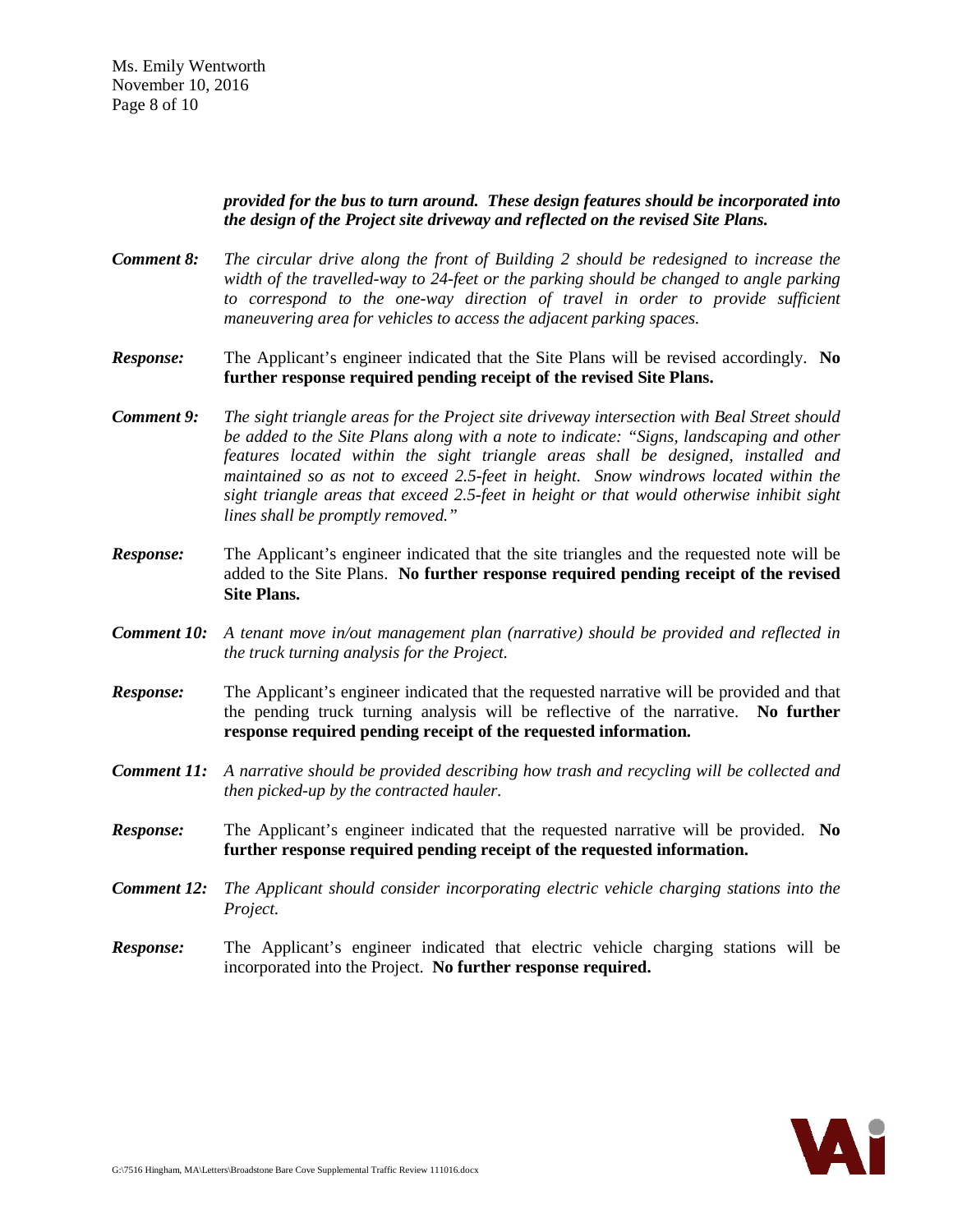***provided for the bus to turn around. These design features should be incorporated into the design of the Project site driveway and reflected on the revised Site Plans.***

***Comment 8:*** *The circular drive along the front of Building 2 should be redesigned to increase the width of the travelled-way to 24-feet or the parking should be changed to angle parking to correspond to the one-way direction of travel in order to provide sufficient maneuvering area for vehicles to access the adjacent parking spaces.*

***Response:*** The Applicant's engineer indicated that the Site Plans will be revised accordingly. **No further response required pending receipt of the revised Site Plans.**

***Comment 9:*** *The sight triangle areas for the Project site driveway intersection with Beal Street should be added to the Site Plans along with a note to indicate: "Signs, landscaping and other features located within the sight triangle areas shall be designed, installed and maintained so as not to exceed 2.5-feet in height. Snow windrows located within the sight triangle areas that exceed 2.5-feet in height or that would otherwise inhibit sight lines shall be promptly removed."*

***Response:*** The Applicant's engineer indicated that the site triangles and the requested note will be added to the Site Plans. **No further response required pending receipt of the revised Site Plans.**

***Comment 10:*** *A tenant move in/out management plan (narrative) should be provided and reflected in the truck turning analysis for the Project.*

***Response:*** The Applicant's engineer indicated that the requested narrative will be provided and that the pending truck turning analysis will be reflective of the narrative. **No further response required pending receipt of the requested information.**

***Comment 11:*** *A narrative should be provided describing how trash and recycling will be collected and then picked-up by the contracted hauler.*

***Response:*** The Applicant's engineer indicated that the requested narrative will be provided. **No further response required pending receipt of the requested information.**

***Comment 12:*** *The Applicant should consider incorporating electric vehicle charging stations into the Project.*

***Response:*** The Applicant's engineer indicated that electric vehicle charging stations will be incorporated into the Project. **No further response required.**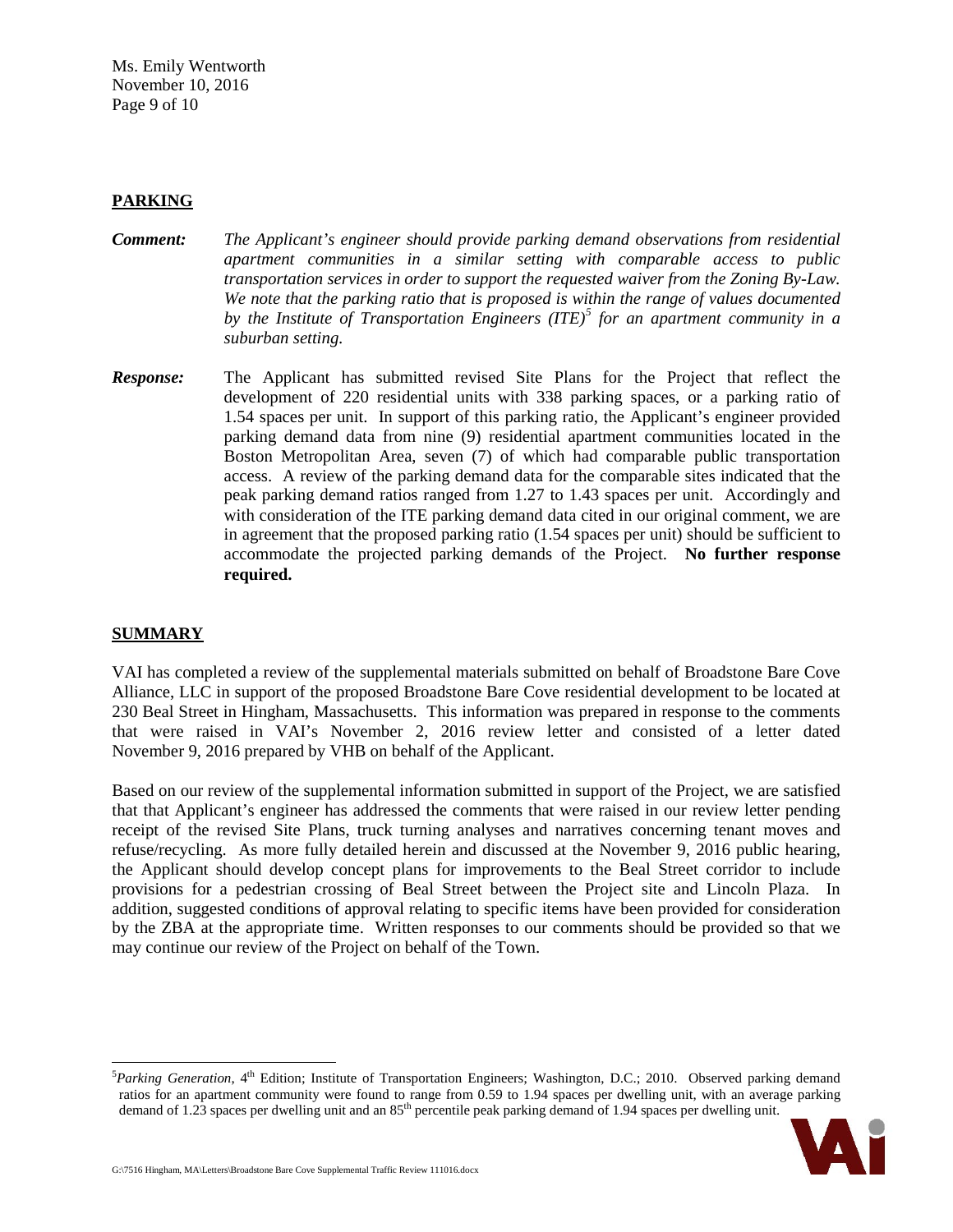## PARKING

***Comment:*** *The Applicant's engineer should provide parking demand observations from residential apartment communities in a similar setting with comparable access to public transportation services in order to support the requested waiver from the Zoning By-Law. We note that the parking ratio that is proposed is within the range of values documented by the Institute of Transportation Engineers (ITE)[5] for an apartment community in a suburban setting.*

***Response:*** The Applicant has submitted revised Site Plans for the Project that reflect the development of 220 residential units with 338 parking spaces, or a parking ratio of 1.54 spaces per unit. In support of this parking ratio, the Applicant's engineer provided parking demand data from nine (9) residential apartment communities located in the Boston Metropolitan Area, seven (7) of which had comparable public transportation access. A review of the parking demand data for the comparable sites indicated that the peak parking demand ratios ranged from 1.27 to 1.43 spaces per unit. Accordingly and with consideration of the ITE parking demand data cited in our original comment, we are in agreement that the proposed parking ratio (1.54 spaces per unit) should be sufficient to accommodate the projected parking demands of the Project. **No further response required.**

## SUMMARY

VAI has completed a review of the supplemental materials submitted on behalf of Broadstone Bare Cove Alliance, LLC in support of the proposed Broadstone Bare Cove residential development to be located at 230 Beal Street in Hingham, Massachusetts. This information was prepared in response to the comments that were raised in VAI's November 2, 2016 review letter and consisted of a letter dated November 9, 2016 prepared by VHB on behalf of the Applicant.

Based on our review of the supplemental information submitted in support of the Project, we are satisfied that that Applicant's engineer has addressed the comments that were raised in our review letter pending receipt of the revised Site Plans, truck turning analyses and narratives concerning tenant moves and refuse/recycling. As more fully detailed herein and discussed at the November 9, 2016 public hearing, the Applicant should develop concept plans for improvements to the Beal Street corridor to include provisions for a pedestrian crossing of Beal Street between the Project site and Lincoln Plaza. In addition, suggested conditions of approval relating to specific items have been provided for consideration by the ZBA at the appropriate time. Written responses to our comments should be provided so that we may continue our review of the Project on behalf of the Town.

---

[5] *Parking Generation*, 4th Edition; Institute of Transportation Engineers; Washington, D.C.; 2010. Observed parking demand ratios for an apartment community were found to range from 0.59 to 1.94 spaces per dwelling unit, with an average parking demand of 1.23 spaces per dwelling unit and an 85th percentile peak parking demand of 1.94 spaces per dwelling unit.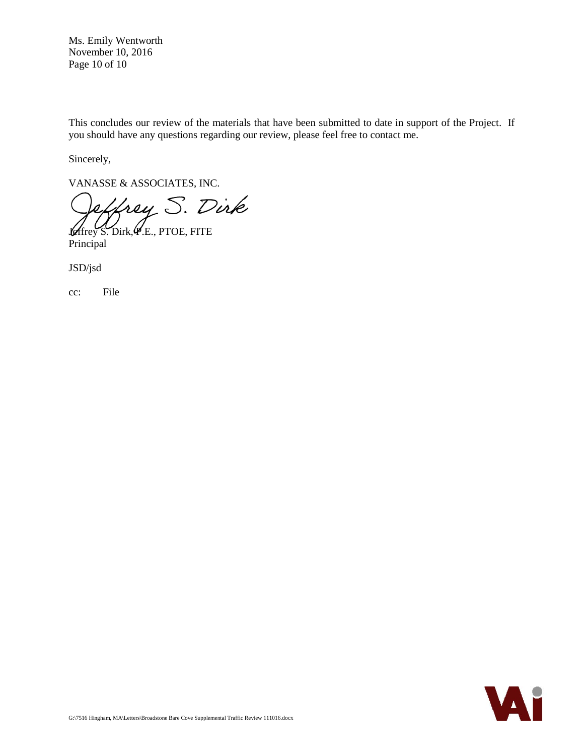This concludes our review of the materials that have been submitted to date in support of the Project. If you should have any questions regarding our review, please feel free to contact me.

Sincerely,

VANASSE & ASSOCIATES, INC.

Jeffrey S. Dirk, P.E., PTOE, FITE
Principal

JSD/jsd

cc: File

G:\7516 Hingham, MA\Letters\Broadstone Bare Cove Supplemental Traffic Review 111016.docx